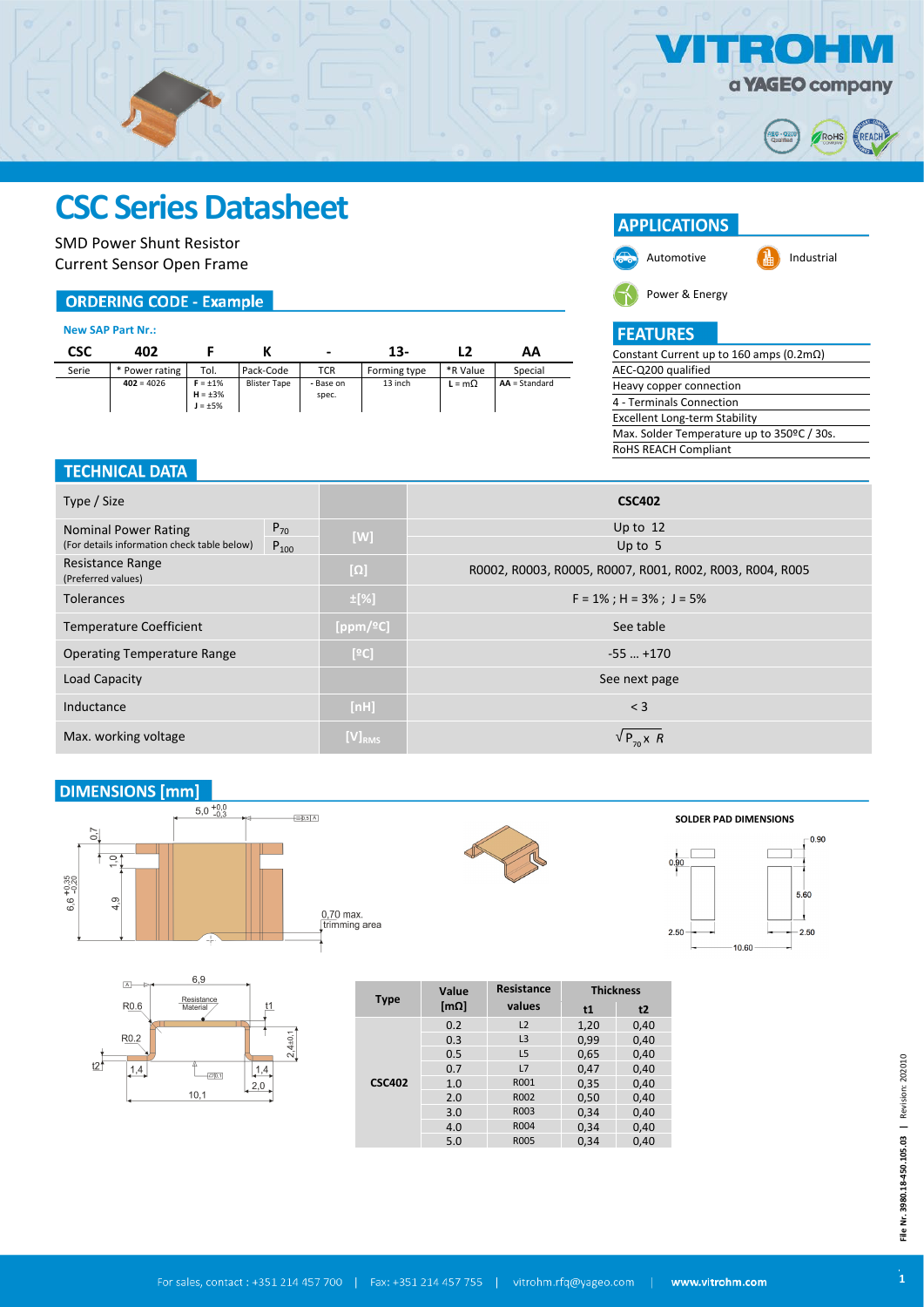# CSC Series Datasheet

SMD Power Shunt Resistor
Current Sensor Open Frame

## ORDERING CODE - Example

**New SAP Part Nr.:**

| CSC | 402 | F | K | - | 13- | L2 | AA |
|---|---|---|---|---|---|---|---|
| Serie | * Power rating | Tol. | Pack-Code | TCR | Forming type | *R Value | Special |
| | 402 = 4026 | F = ±1%<br>H = ±3%<br>J = ±5% | Blister Tape | - Base on spec. | 13 inch | L = mΩ | AA = Standard |

## APPLICATIONS

- Automotive
- Industrial
- Power & Energy

## FEATURES

- Constant Current up to 160 amps (0.2mΩ)
- AEC-Q200 qualified
- Heavy copper connection
- 4 - Terminals Connection
- Excellent Long-term Stability
- Max. Solder Temperature up to 350ºC / 30s.
- RoHS REACH Compliant

## TECHNICAL DATA

| Type / Size | | | CSC402 |
|---|---|---|---|
| Nominal Power Rating<br>(For details information check table below) | $P_{70}$ | [W] | Up to 12 |
| | $P_{100}$ | | Up to 5 |
| Resistance Range<br>(Preferred values) | | [Ω] | R0002, R0003, R0005, R0007, R001, R002, R003, R004, R005 |
| Tolerances | | ±[%] | F = 1% ; H = 3% ; J = 5% |
| Temperature Coefficient | | [ppm/ºC] | See table |
| Operating Temperature Range | | [ºC] | -55 … +170 |
| Load Capacity | | | See next page |
| Inductance | | [nH] | < 3 |
| Max. working voltage | | $[V]_{RMS}$ | $\sqrt{P_{70} \times R}$ |

## DIMENSIONS [mm]

**SOLDER PAD DIMENSIONS**

| Type | Value [mΩ] | Resistance values | Thickness | |
|---|---|---|---|---|
| | | | t1 | t2 |
| CSC402 | 0.2 | L2 | 1,20 | 0,40 |
| | 0.3 | L3 | 0,99 | 0,40 |
| | 0.5 | L5 | 0,65 | 0,40 |
| | 0.7 | L7 | 0,47 | 0,40 |
| | 1.0 | R001 | 0,35 | 0,40 |
| | 2.0 | R002 | 0,50 | 0,40 |
| | 3.0 | R003 | 0,34 | 0,40 |
| | 4.0 | R004 | 0,34 | 0,40 |
| | 5.0 | R005 | 0,34 | 0,40 |

For sales, contact : +351 214 457 700 | Fax: +351 214 457 755 | vitrohm.rfq@yageo.com | www.vitrohm.com

File Nr. 3980.18-450.105.03 | Revision: 202010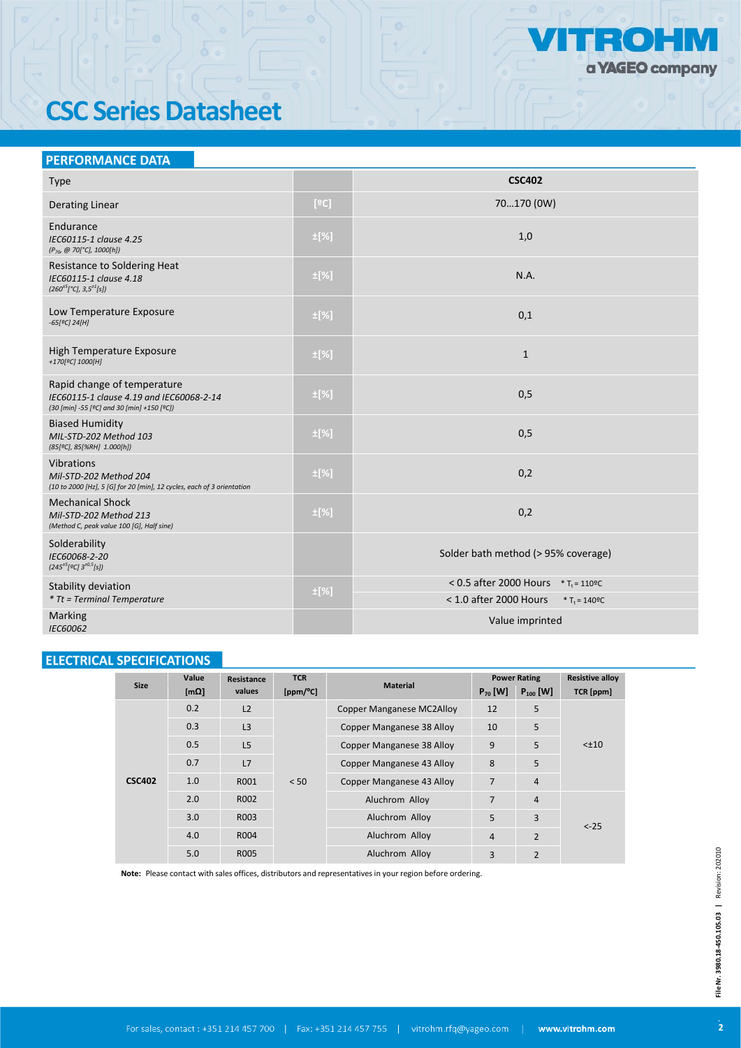# CSC Series Datasheet

## PERFORMANCE DATA

| Type | | CSC402 |
|---|---|---|
| Derating Linear | [ºC] | 70…170 (0W) |
| Endurance<br>*IEC60115-1 clause 4.25*<br>*($P_{70}$, @ 70[°C], 1000[h])* | ±[%] | 1,0 |
| Resistance to Soldering Heat<br>*IEC60115-1 clause 4.18*<br>*($260^{±5}$[°C], $3{,}5^{±1}$[s])* | ±[%] | N.A. |
| Low Temperature Exposure<br>*-65[ºC] 24[H]* | ±[%] | 0,1 |
| High Temperature Exposure<br>*+170[ºC] 1000[H]* | ±[%] | 1 |
| Rapid change of temperature<br>*IEC60115-1 clause 4.19 and IEC60068-2-14*<br>*(30 [min] -55 [ºC] and 30 [min] +150 [ºC])* | ±[%] | 0,5 |
| Biased Humidity<br>*MIL-STD-202 Method 103*<br>*(85[ºC], 85[%RH] 1.000[h])* | ±[%] | 0,5 |
| Vibrations<br>*Mil-STD-202 Method 204*<br>*(10 to 2000 [Hz], 5 [G] for 20 [min], 12 cycles, each of 3 orientation* | ±[%] | 0,2 |
| Mechanical Shock<br>*Mil-STD-202 Method 213*<br>*(Method C, peak value 100 [G], Half sine)* | ±[%] | 0,2 |
| Solderability<br>*IEC60068-2-20*<br>*($245^{±5}$[ºC] $3^{±0,5}$[s])* | | Solder bath method (> 95% coverage) |
| Stability deviation<br>*\* Tt = Terminal Temperature* | ±[%] | < 0.5 after 2000 Hours * $T_t$ = 110ºC<br>< 1.0 after 2000 Hours * $T_t$ = 140ºC |
| Marking<br>*IEC60062* | | Value imprinted |

## ELECTRICAL SPECIFICATIONS

| Size | Value [mΩ] | Resistance values | TCR [ppm/°C] | Material | Power Rating $P_{70}$ [W] | Power Rating $P_{100}$ [W] | Resistive alloy TCR [ppm] |
|---|---|---|---|---|---|---|---|
| CSC402 | 0.2 | L2 | < 50 | Copper Manganese MC2Alloy | 12 | 5 | <±10 |
| | 0.3 | L3 | | Copper Manganese 38 Alloy | 10 | 5 | |
| | 0.5 | L5 | | Copper Manganese 38 Alloy | 9 | 5 | |
| | 0.7 | L7 | | Copper Manganese 43 Alloy | 8 | 5 | |
| | 1.0 | R001 | | Copper Manganese 43 Alloy | 7 | 4 | |
| | 2.0 | R002 | | Aluchrom Alloy | 7 | 4 | <-25 |
| | 3.0 | R003 | | Aluchrom Alloy | 5 | 3 | |
| | 4.0 | R004 | | Aluchrom Alloy | 4 | 2 | |
| | 5.0 | R005 | | Aluchrom Alloy | 3 | 2 | |

**Note:** Please contact with sales offices, distributors and representatives in your region before ordering.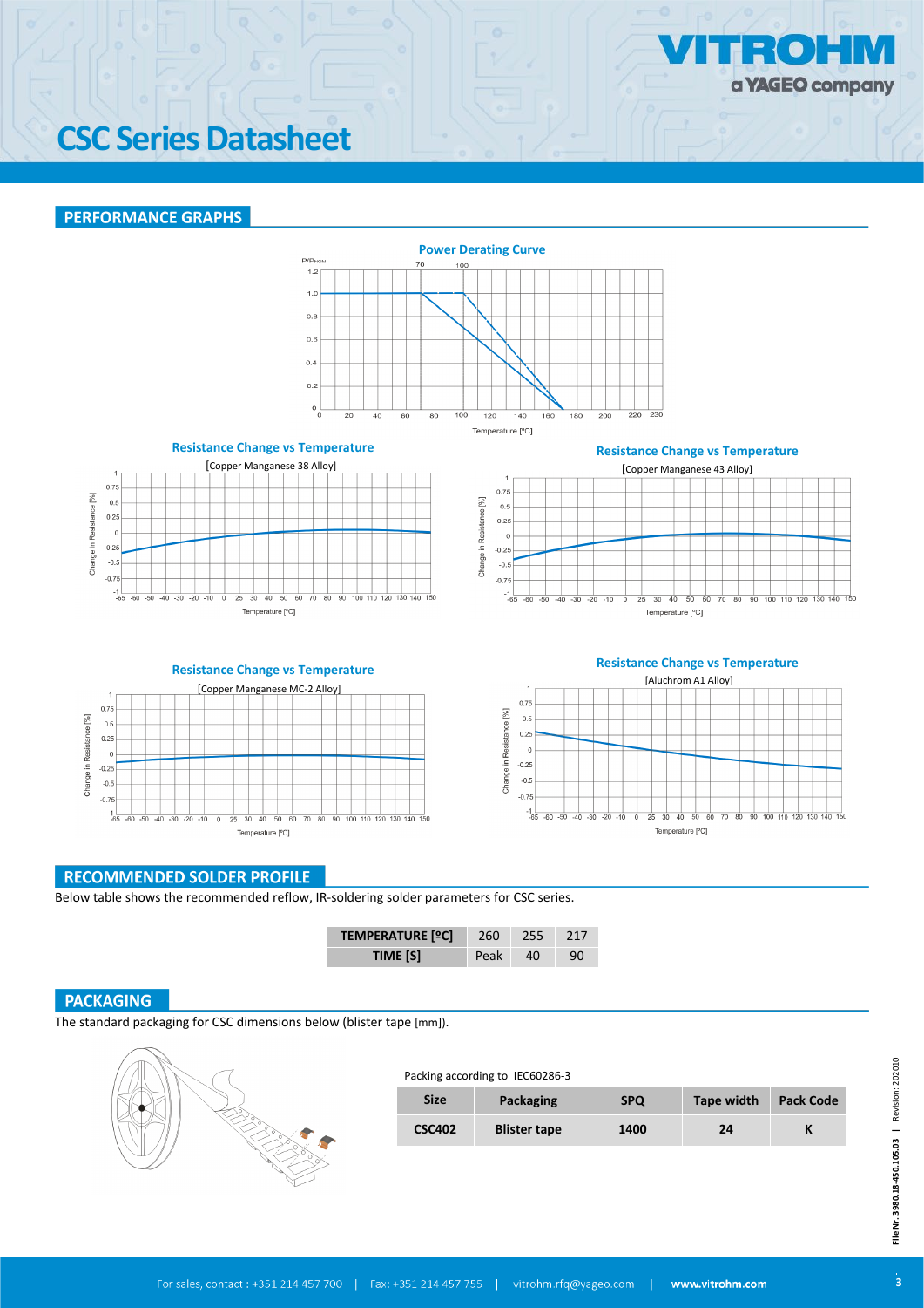## PERFORMANCE GRAPHS

**Power Derating Curve**

P/P$_{NOM}$
1.2
1.0
0.8
0.6
0.4
0.2
0
0 20 40 60 70 80 100 120 140 160 180 200 220 230
Temperature [°C]

**Resistance Change vs Temperature**

[Copper Manganese 38 Alloy]

Change in Resistance [%]
1
0.75
0.5
0.25
0
-0.25
-0.5
-0.75
-1
-65 -60 -50 -40 -30 -20 -10 0 25 30 40 50 60 70 80 90 100 110 120 130 140 150
Temperature [°C]

**Resistance Change vs Temperature**

[Copper Manganese 43 Alloy]

Change in Resistance [%]
1
0.75
0.5
0.25
0
-0.25
-0.5
-0.75
-1
-65 -60 -50 -40 -30 -20 -10 0 25 30 40 50 60 70 80 90 100 110 120 130 140 150
Temperature [°C]

**Resistance Change vs Temperature**

[Copper Manganese MC-2 Alloy]

Change in Resistance [%]
1
0.75
0.5
0.25
0
-0.25
-0.5
-0.75
-1
-65 -60 -50 -40 -30 -20 -10 0 25 30 40 50 60 70 80 90 100 110 120 130 140 150
Temperature [°C]

**Resistance Change vs Temperature**

[Aluchrom A1 Alloy]

Change in Resistance [%]
1
0.75
0.5
0.25
0
-0.25
-0.5
-0.75
-1
-65 -60 -50 -40 -30 -20 -10 0 25 30 40 50 60 70 80 90 100 110 120 130 140 150
Temperature [°C]

## RECOMMENDED SOLDER PROFILE

Below table shows the recommended reflow, IR-soldering solder parameters for CSC series.

| TEMPERATURE [ºC] | 260 | 255 | 217 |
|---|---|---|---|
| TIME [S] | Peak | 40 | 90 |

## PACKAGING

The standard packaging for CSC dimensions below (blister tape [mm]).

Packing according to IEC60286-3

| Size | Packaging | SPQ | Tape width | Pack Code |
|---|---|---|---|---|
| CSC402 | Blister tape | 1400 | 24 | K |

File Nr. 3980.18-450.105.03 | Revision: 202010

For sales, contact : +351 214 457 700 | Fax: +351 214 457 755 | vitrohm.rfq@yageo.com | www.vitrohm.com